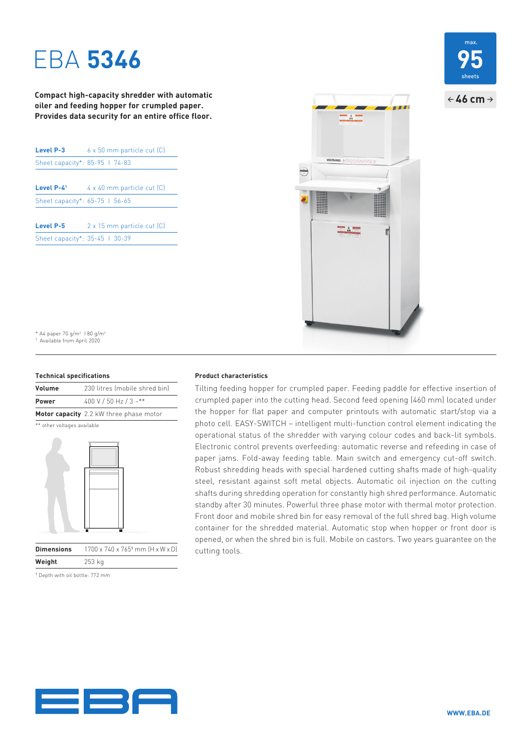# EBA **5346**

max. **95** sheets

← **46 cm** →

**Compact high-capacity shredder with automatic oiler and feeding hopper for crumpled paper. Provides data security for an entire office floor.**

| | |
|---|---|
| **Level P-3** | 6 x 50 mm particle cut (C) |
| Sheet capacity*: 85-95 I 74-83 | |

| | |
|---|---|
| **Level P-4**[1] | 4 x 40 mm particle cut (C) |
| Sheet capacity*: 65-75 I 56-65 | |

| | |
|---|---|
| **Level P-5** | 2 x 15 mm particle cut (C) |
| Sheet capacity*: 35-45 I 30-39 | |

\* A4 paper 70 g/m² I 80 g/m²

[1] Available from April 2020

**Technical specifications**

| | |
|---|---|
| **Volume** | 230 litres (mobile shred bin) |
| **Power** | 400 V / 50 Hz / 3 ~** |
| **Motor capacity** | 2.2 kW three phase motor |

** other voltages available

| | |
|---|---|
| **Dimensions** | 1700 x 740 x 765[1] mm (H x W x D) |
| **Weight** | 253 kg |

[1] Depth with oil bottle: 772 mm

**Product characteristics**

Tilting feeding hopper for crumpled paper. Feeding paddle for effective insertion of crumpled paper into the cutting head. Second feed opening (460 mm) located under the hopper for flat paper and computer printouts with automatic start/stop via a photo cell. EASY-SWITCH – intelligent multi-function control element indicating the operational status of the shredder with varying colour codes and back-lit symbols. Electronic control prevents overfeeding: automatic reverse and refeeding in case of paper jams. Fold-away feeding table. Main switch and emergency cut-off switch. Robust shredding heads with special hardened cutting shafts made of high-quality steel, resistant against soft metal objects. Automatic oil injection on the cutting shafts during shredding operation for constantly high shred performance. Automatic standby after 30 minutes. Powerful three phase motor with thermal motor protection. Front door and mobile shred bin for easy removal of the full shred bag. High volume container for the shredded material. Automatic stop when hopper or front door is opened, or when the shred bin is full. Mobile on castors. Two years guarantee on the cutting tools.

**WWW.EBA.DE**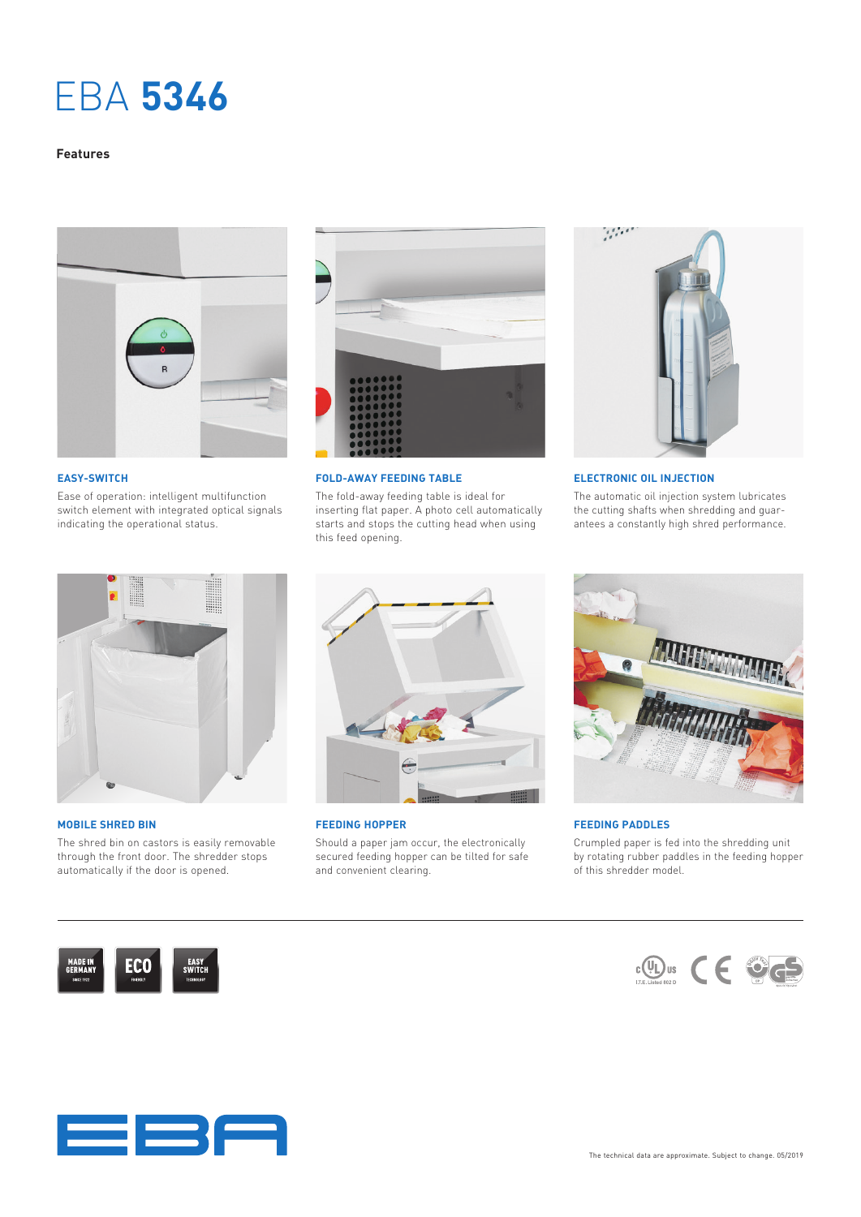# EBA **5346**

**Features**

### EASY-SWITCH

Ease of operation: intelligent multifunction switch element with integrated optical signals indicating the operational status.

### FOLD-AWAY FEEDING TABLE

The fold-away feeding table is ideal for inserting flat paper. A photo cell automatically starts and stops the cutting head when using this feed opening.

### ELECTRONIC OIL INJECTION

The automatic oil injection system lubricates the cutting shafts when shredding and guarantees a constantly high shred performance.

### MOBILE SHRED BIN

The shred bin on castors is easily removable through the front door. The shredder stops automatically if the door is opened.

### FEEDING HOPPER

Should a paper jam occur, the electronically secured feeding hopper can be tilted for safe and convenient clearing.

### FEEDING PADDLES

Crumpled paper is fed into the shredding unit by rotating rubber paddles in the feeding hopper of this shredder model.

---

MADE IN GERMANY SINCE 1922 | ECO FRIENDLY | EASY SWITCH TECHNOLOGY

I.T.E. Listed 802 D

The technical data are approximate. Subject to change. 05/2019